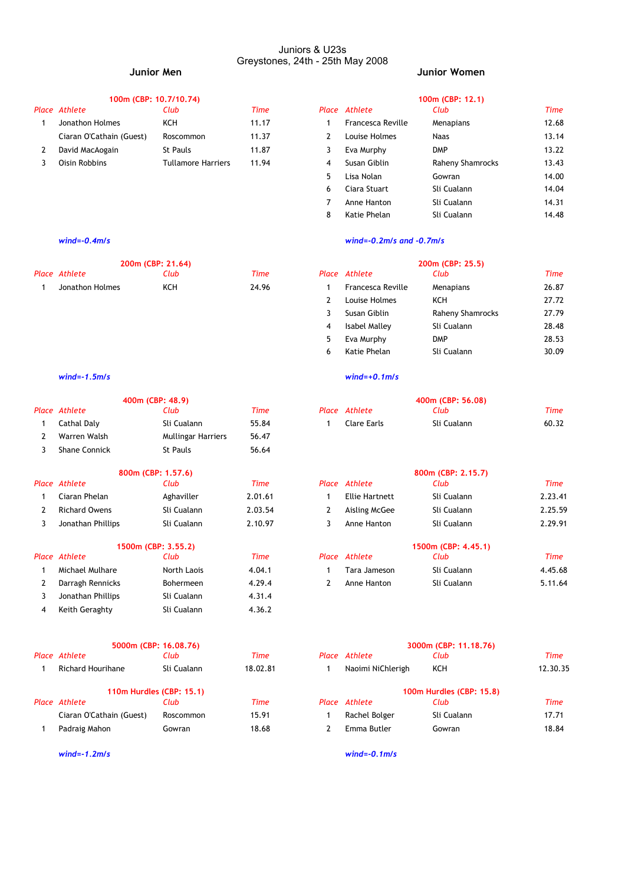# Juniors & U23s

Greystones, 24th - 25th May 2008

## Junior Men

### 100m (CBP: 10.7/10.74)

| Place | Athlete | Club | Time |
|---|---|---|---|
| 1 | Jonathon Holmes | KCH | 11.17 |
| | Ciaran O'Cathain (Guest) | Roscommon | 11.37 |
| 2 | David MacAogain | St Pauls | 11.87 |
| 3 | Oisin Robbins | Tullamore Harriers | 11.94 |

*wind=-0.4m/s*

### 200m (CBP: 21.64)

| Place | Athlete | Club | Time |
|---|---|---|---|
| 1 | Jonathon Holmes | KCH | 24.96 |

*wind=-1.5m/s*

### 400m (CBP: 48.9)

| Place | Athlete | Club | Time |
|---|---|---|---|
| 1 | Cathal Daly | Sli Cualann | 55.84 |
| 2 | Warren Walsh | Mullingar Harriers | 56.47 |
| 3 | Shane Connick | St Pauls | 56.64 |

### 800m (CBP: 1.57.6)

| Place | Athlete | Club | Time |
|---|---|---|---|
| 1 | Ciaran Phelan | Aghaviller | 2.01.61 |
| 2 | Richard Owens | Sli Cualann | 2.03.54 |
| 3 | Jonathan Phillips | Sli Cualann | 2.10.97 |

### 1500m (CBP: 3.55.2)

| Place | Athlete | Club | Time |
|---|---|---|---|
| 1 | Michael Mulhare | North Laois | 4.04.1 |
| 2 | Darragh Rennicks | Bohermeen | 4.29.4 |
| 3 | Jonathan Phillips | Sli Cualann | 4.31.4 |
| 4 | Keith Geraghty | Sli Cualann | 4.36.2 |

### 5000m (CBP: 16.08.76)

| Place | Athlete | Club | Time |
|---|---|---|---|
| 1 | Richard Hourihane | Sli Cualann | 18.02.81 |

### 110m Hurdles (CBP: 15.1)

| Place | Athlete | Club | Time |
|---|---|---|---|
| | Ciaran O'Cathain (Guest) | Roscommon | 15.91 |
| 1 | Padraig Mahon | Gowran | 18.68 |

*wind=-1.2m/s*

## Junior Women

### 100m (CBP: 12.1)

| Place | Athlete | Club | Time |
|---|---|---|---|
| 1 | Francesca Reville | Menapians | 12.68 |
| 2 | Louise Holmes | Naas | 13.14 |
| 3 | Eva Murphy | DMP | 13.22 |
| 4 | Susan Giblin | Raheny Shamrocks | 13.43 |
| 5 | Lisa Nolan | Gowran | 14.00 |
| 6 | Ciara Stuart | Sli Cualann | 14.04 |
| 7 | Anne Hanton | Sli Cualann | 14.31 |
| 8 | Katie Phelan | Sli Cualann | 14.48 |

*wind=-0.2m/s and -0.7m/s*

### 200m (CBP: 25.5)

| Place | Athlete | Club | Time |
|---|---|---|---|
| 1 | Francesca Reville | Menapians | 26.87 |
| 2 | Louise Holmes | KCH | 27.72 |
| 3 | Susan Giblin | Raheny Shamrocks | 27.79 |
| 4 | Isabel Malley | Sli Cualann | 28.48 |
| 5 | Eva Murphy | DMP | 28.53 |
| 6 | Katie Phelan | Sli Cualann | 30.09 |

*wind=+0.1m/s*

### 400m (CBP: 56.08)

| Place | Athlete | Club | Time |
|---|---|---|---|
| 1 | Clare Earls | Sli Cualann | 60.32 |

### 800m (CBP: 2.15.7)

| Place | Athlete | Club | Time |
|---|---|---|---|
| 1 | Ellie Hartnett | Sli Cualann | 2.23.41 |
| 2 | Aisling McGee | Sli Cualann | 2.25.59 |
| 3 | Anne Hanton | Sli Cualann | 2.29.91 |

### 1500m (CBP: 4.45.1)

| Place | Athlete | Club | Time |
|---|---|---|---|
| 1 | Tara Jameson | Sli Cualann | 4.45.68 |
| 2 | Anne Hanton | Sli Cualann | 5.11.64 |

### 3000m (CBP: 11.18.76)

| Place | Athlete | Club | Time |
|---|---|---|---|
| 1 | Naoimi NiChleirigh | KCH | 12.30.35 |

### 100m Hurdles (CBP: 15.8)

| Place | Athlete | Club | Time |
|---|---|---|---|
| 1 | Rachel Bolger | Sli Cualann | 17.71 |
| 2 | Emma Butler | Gowran | 18.84 |

*wind=-0.1m/s*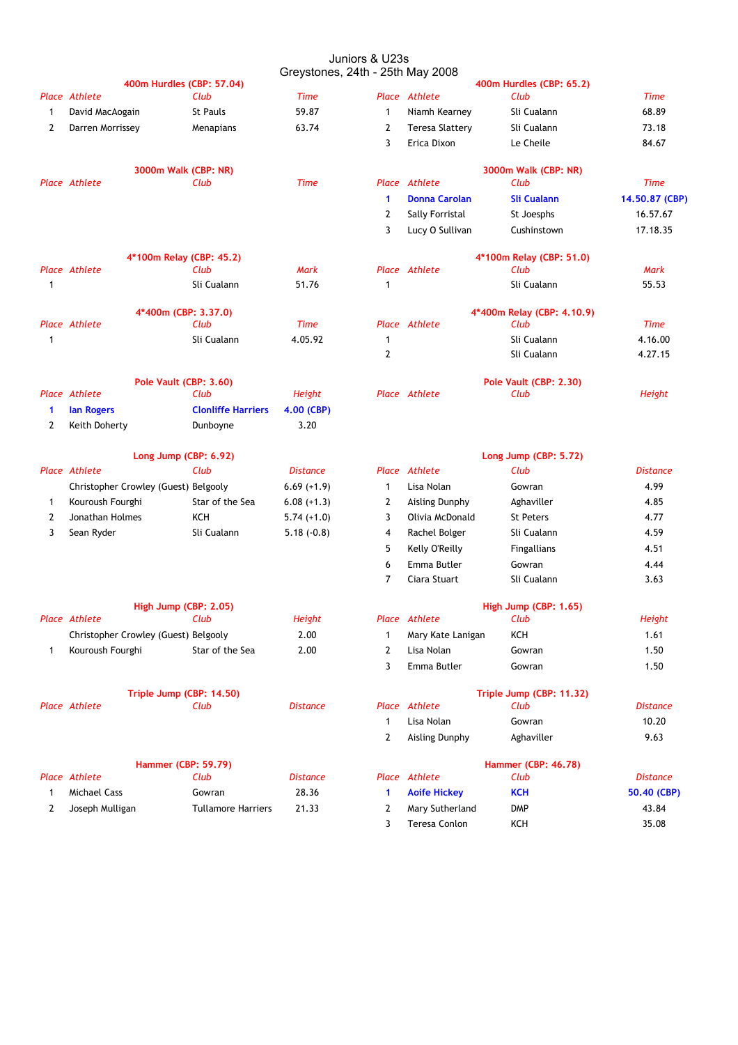# Juniors & U23s
## Greystones, 24th - 25th May 2008

### 400m Hurdles (CBP: 57.04)

| Place | Athlete | Club | Time |
|---|---|---|---|
| 1 | David MacAogain | St Pauls | 59.87 |
| 2 | Darren Morrissey | Menapians | 63.74 |

### 400m Hurdles (CBP: 65.2)

| Place | Athlete | Club | Time |
|---|---|---|---|
| 1 | Niamh Kearney | Sli Cualann | 68.89 |
| 2 | Teresa Slattery | Sli Cualann | 73.18 |
| 3 | Erica Dixon | Le Cheile | 84.67 |

### 3000m Walk (CBP: NR)

| Place | Athlete | Club | Time |
|---|---|---|---|

### 3000m Walk (CBP: NR)

| Place | Athlete | Club | Time |
|---|---|---|---|
| **1** | **Donna Carolan** | **Sli Cualann** | **14.50.87 (CBP)** |
| 2 | Sally Forristal | St Joesphs | 16.57.67 |
| 3 | Lucy O Sullivan | Cushinstown | 17.18.35 |

### 4*100m Relay (CBP: 45.2)

| Place | Athlete | Club | Mark |
|---|---|---|---|
| 1 | | Sli Cualann | 51.76 |

### 4*100m Relay (CBP: 51.0)

| Place | Athlete | Club | Mark |
|---|---|---|---|
| 1 | | Sli Cualann | 55.53 |

### 4*400m (CBP: 3.37.0)

| Place | Athlete | Club | Time |
|---|---|---|---|
| 1 | | Sli Cualann | 4.05.92 |

### 4*400m Relay (CBP: 4.10.9)

| Place | Athlete | Club | Time |
|---|---|---|---|
| 1 | | Sli Cualann | 4.16.00 |
| 2 | | Sli Cualann | 4.27.15 |

### Pole Vault (CBP: 3.60)

| Place | Athlete | Club | Height |
|---|---|---|---|
| **1** | **Ian Rogers** | **Clonliffe Harriers** | **4.00 (CBP)** |
| 2 | Keith Doherty | Dunboyne | 3.20 |

### Pole Vault (CBP: 2.30)

| Place | Athlete | Club | Height |
|---|---|---|---|

### Long Jump (CBP: 6.92)

| Place | Athlete | Club | Distance |
|---|---|---|---|
| | Christopher Crowley (Guest) | Belgooly | 6.69 (+1.9) |
| 1 | Kouroush Fourghi | Star of the Sea | 6.08 (+1.3) |
| 2 | Jonathan Holmes | KCH | 5.74 (+1.0) |
| 3 | Sean Ryder | Sli Cualann | 5.18 (-0.8) |

### Long Jump (CBP: 5.72)

| Place | Athlete | Club | Distance |
|---|---|---|---|
| 1 | Lisa Nolan | Gowran | 4.99 |
| 2 | Aisling Dunphy | Aghaviller | 4.85 |
| 3 | Olivia McDonald | St Peters | 4.77 |
| 4 | Rachel Bolger | Sli Cualann | 4.59 |
| 5 | Kelly O'Reilly | Fingallians | 4.51 |
| 6 | Emma Butler | Gowran | 4.44 |
| 7 | Ciara Stuart | Sli Cualann | 3.63 |

### High Jump (CBP: 2.05)

| Place | Athlete | Club | Height |
|---|---|---|---|
| | Christopher Crowley (Guest) | Belgooly | 2.00 |
| 1 | Kouroush Fourghi | Star of the Sea | 2.00 |

### High Jump (CBP: 1.65)

| Place | Athlete | Club | Height |
|---|---|---|---|
| 1 | Mary Kate Lanigan | KCH | 1.61 |
| 2 | Lisa Nolan | Gowran | 1.50 |
| 3 | Emma Butler | Gowran | 1.50 |

### Triple Jump (CBP: 14.50)

| Place | Athlete | Club | Distance |
|---|---|---|---|

### Triple Jump (CBP: 11.32)

| Place | Athlete | Club | Distance |
|---|---|---|---|
| 1 | Lisa Nolan | Gowran | 10.20 |
| 2 | Aisling Dunphy | Aghaviller | 9.63 |

### Hammer (CBP: 59.79)

| Place | Athlete | Club | Distance |
|---|---|---|---|
| 1 | Michael Cass | Gowran | 28.36 |
| 2 | Joseph Mulligan | Tullamore Harriers | 21.33 |

### Hammer (CBP: 46.78)

| Place | Athlete | Club | Distance |
|---|---|---|---|
| **1** | **Aoife Hickey** | **KCH** | **50.40 (CBP)** |
| 2 | Mary Sutherland | DMP | 43.84 |
| 3 | Teresa Conlon | KCH | 35.08 |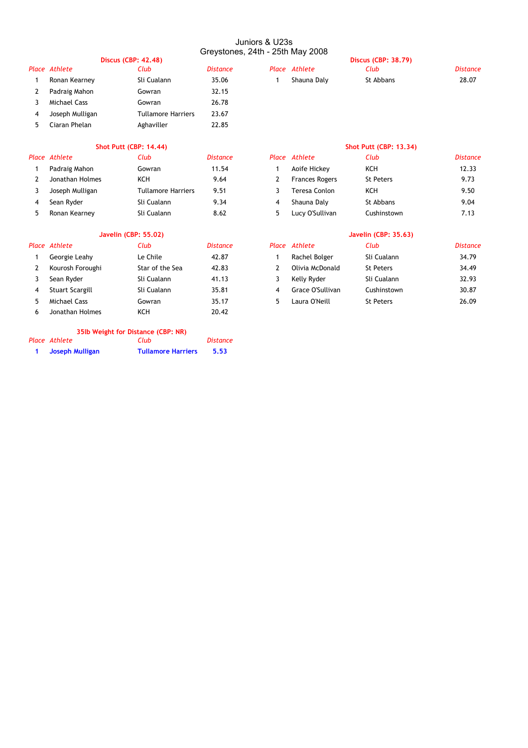# Juniors & U23s

## Greystones, 24th - 25th May 2008

### Discus (CBP: 42.48)

| *Place* | *Athlete* | *Club* | *Distance* |
|---|---|---|---|
| 1 | Ronan Kearney | Sli Cualann | 35.06 |
| 2 | Padraig Mahon | Gowran | 32.15 |
| 3 | Michael Cass | Gowran | 26.78 |
| 4 | Joseph Mulligan | Tullamore Harriers | 23.67 |
| 5 | Ciaran Phelan | Aghaviller | 22.85 |

### Discus (CBP: 38.79)

| *Place* | *Athlete* | *Club* | *Distance* |
|---|---|---|---|
| 1 | Shauna Daly | St Abbans | 28.07 |

### Shot Putt (CBP: 14.44)

| *Place* | *Athlete* | *Club* | *Distance* |
|---|---|---|---|
| 1 | Padraig Mahon | Gowran | 11.54 |
| 2 | Jonathan Holmes | KCH | 9.64 |
| 3 | Joseph Mulligan | Tullamore Harriers | 9.51 |
| 4 | Sean Ryder | Sli Cualann | 9.34 |
| 5 | Ronan Kearney | Sli Cualann | 8.62 |

### Shot Putt (CBP: 13.34)

| *Place* | *Athlete* | *Club* | *Distance* |
|---|---|---|---|
| 1 | Aoife Hickey | KCH | 12.33 |
| 2 | Frances Rogers | St Peters | 9.73 |
| 3 | Teresa Conlon | KCH | 9.50 |
| 4 | Shauna Daly | St Abbans | 9.04 |
| 5 | Lucy O'Sullivan | Cushinstown | 7.13 |

### Javelin (CBP: 55.02)

| *Place* | *Athlete* | *Club* | *Distance* |
|---|---|---|---|
| 1 | Georgie Leahy | Le Chile | 42.87 |
| 2 | Kourosh Foroughi | Star of the Sea | 42.83 |
| 3 | Sean Ryder | Sli Cualann | 41.13 |
| 4 | Stuart Scargill | Sli Cualann | 35.81 |
| 5 | Michael Cass | Gowran | 35.17 |
| 6 | Jonathan Holmes | KCH | 20.42 |

### Javelin (CBP: 35.63)

| *Place* | *Athlete* | *Club* | *Distance* |
|---|---|---|---|
| 1 | Rachel Bolger | Sli Cualann | 34.79 |
| 2 | Olivia McDonald | St Peters | 34.49 |
| 3 | Kelly Ryder | Sli Cualann | 32.93 |
| 4 | Grace O'Sullivan | Cushinstown | 30.87 |
| 5 | Laura O'Neill | St Peters | 26.09 |

### 35lb Weight for Distance (CBP: NR)

| *Place* | *Athlete* | *Club* | *Distance* |
|---|---|---|---|
| **1** | **Joseph Mulligan** | **Tullamore Harriers** | **5.53** |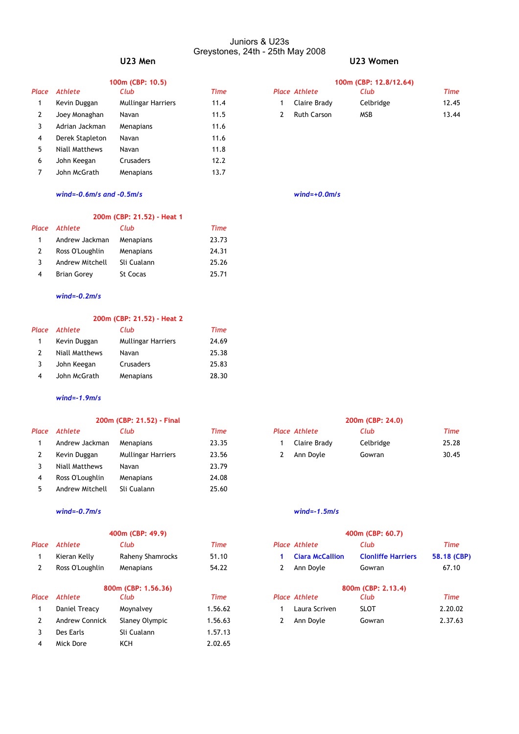# Juniors & U23s
## Greystones, 24th - 25th May 2008

## U23 Men

### 100m (CBP: 10.5)

| Place | Athlete | Club | Time |
|---|---|---|---|
| 1 | Kevin Duggan | Mullingar Harriers | 11.4 |
| 2 | Joey Monaghan | Navan | 11.5 |
| 3 | Adrian Jackman | Menapians | 11.6 |
| 4 | Derek Stapleton | Navan | 11.6 |
| 5 | Niall Matthews | Navan | 11.8 |
| 6 | John Keegan | Crusaders | 12.2 |
| 7 | John McGrath | Menapians | 13.7 |

*wind=-0.6m/s and -0.5m/s*

### 200m (CBP: 21.52) - Heat 1

| Place | Athlete | Club | Time |
|---|---|---|---|
| 1 | Andrew Jackman | Menapians | 23.73 |
| 2 | Ross O'Loughlin | Menapians | 24.31 |
| 3 | Andrew Mitchell | Sli Cualann | 25.26 |
| 4 | Brian Gorey | St Cocas | 25.71 |

*wind=-0.2m/s*

### 200m (CBP: 21.52) - Heat 2

| Place | Athlete | Club | Time |
|---|---|---|---|
| 1 | Kevin Duggan | Mullingar Harriers | 24.69 |
| 2 | Niall Matthews | Navan | 25.38 |
| 3 | John Keegan | Crusaders | 25.83 |
| 4 | John McGrath | Menapians | 28.30 |

*wind=-1.9m/s*

### 200m (CBP: 21.52) - Final

| Place | Athlete | Club | Time |
|---|---|---|---|
| 1 | Andrew Jackman | Menapians | 23.35 |
| 2 | Kevin Duggan | Mullingar Harriers | 23.56 |
| 3 | Niall Matthews | Navan | 23.79 |
| 4 | Ross O'Loughlin | Menapians | 24.08 |
| 5 | Andrew Mitchell | Sli Cualann | 25.60 |

*wind=-0.7m/s*

### 400m (CBP: 49.9)

| Place | Athlete | Club | Time |
|---|---|---|---|
| 1 | Kieran Kelly | Raheny Shamrocks | 51.10 |
| 2 | Ross O'Loughlin | Menapians | 54.22 |

### 800m (CBP: 1.56.36)

| Place | Athlete | Club | Time |
|---|---|---|---|
| 1 | Daniel Treacy | Moynalvey | 1.56.62 |
| 2 | Andrew Connick | Slaney Olympic | 1.56.63 |
| 3 | Des Earls | Sli Cualann | 1.57.13 |
| 4 | Mick Dore | KCH | 2.02.65 |

## U23 Women

### 100m (CBP: 12.8/12.64)

| Place | Athlete | Club | Time |
|---|---|---|---|
| 1 | Claire Brady | Celbridge | 12.45 |
| 2 | Ruth Carson | MSB | 13.44 |

*wind=+0.0m/s*

### 200m (CBP: 24.0)

| Place | Athlete | Club | Time |
|---|---|---|---|
| 1 | Claire Brady | Celbridge | 25.28 |
| 2 | Ann Doyle | Gowran | 30.45 |

*wind=-1.5m/s*

### 400m (CBP: 60.7)

| Place | Athlete | Club | Time |
|---|---|---|---|
| **1** | **Ciara McCallion** | **Clonliffe Harriers** | **58.18 (CBP)** |
| 2 | Ann Doyle | Gowran | 67.10 |

### 800m (CBP: 2.13.4)

| Place | Athlete | Club | Time |
|---|---|---|---|
| 1 | Laura Scriven | SLOT | 2.20.02 |
| 2 | Ann Doyle | Gowran | 2.37.63 |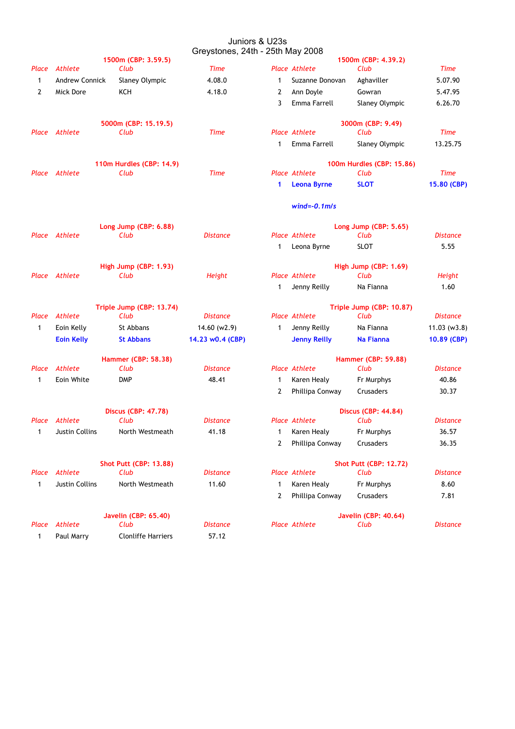# Juniors & U23s

## Greystones, 24th - 25th May 2008

### 1500m (CBP: 3.59.5)

| Place | Athlete | Club | Time |
| --- | --- | --- | --- |
| 1 | Andrew Connick | Slaney Olympic | 4.08.0 |
| 2 | Mick Dore | KCH | 4.18.0 |

### 1500m (CBP: 4.39.2)

| Place | Athlete | Club | Time |
| --- | --- | --- | --- |
| 1 | Suzanne Donovan | Aghaviller | 5.07.90 |
| 2 | Ann Doyle | Gowran | 5.47.95 |
| 3 | Emma Farrell | Slaney Olympic | 6.26.70 |

### 5000m (CBP: 15.19.5)

| Place | Athlete | Club | Time |
| --- | --- | --- | --- |

### 3000m (CBP: 9.49)

| Place | Athlete | Club | Time |
| --- | --- | --- | --- |
| 1 | Emma Farrell | Slaney Olympic | 13.25.75 |

### 110m Hurdles (CBP: 14.9)

| Place | Athlete | Club | Time |
| --- | --- | --- | --- |

### 100m Hurdles (CBP: 15.86)

| Place | Athlete | Club | Time |
| --- | --- | --- | --- |
| **1** | **Leona Byrne** | **SLOT** | **15.80 (CBP)** |

*wind=-0.1m/s*

### Long Jump (CBP: 6.88)

| Place | Athlete | Club | Distance |
| --- | --- | --- | --- |

### Long Jump (CBP: 5.65)

| Place | Athlete | Club | Distance |
| --- | --- | --- | --- |
| 1 | Leona Byrne | SLOT | 5.55 |

### High Jump (CBP: 1.93)

| Place | Athlete | Club | Height |
| --- | --- | --- | --- |

### High Jump (CBP: 1.69)

| Place | Athlete | Club | Height |
| --- | --- | --- | --- |
| 1 | Jenny Reilly | Na Fianna | 1.60 |

### Triple Jump (CBP: 13.74)

| Place | Athlete | Club | Distance |
| --- | --- | --- | --- |
| 1 | Eoin Kelly | St Abbans | 14.60 (w2.9) |
| | **Eoin Kelly** | **St Abbans** | **14.23 w0.4 (CBP)** |

### Triple Jump (CBP: 10.87)

| Place | Athlete | Club | Distance |
| --- | --- | --- | --- |
| 1 | Jenny Reilly | Na Fianna | 11.03 (w3.8) |
| | **Jenny Reilly** | **Na Fianna** | **10.89 (CBP)** |

### Hammer (CBP: 58.38)

| Place | Athlete | Club | Distance |
| --- | --- | --- | --- |
| 1 | Eoin White | DMP | 48.41 |

### Hammer (CBP: 59.88)

| Place | Athlete | Club | Distance |
| --- | --- | --- | --- |
| 1 | Karen Healy | Fr Murphys | 40.86 |
| 2 | Phillipa Conway | Crusaders | 30.37 |

### Discus (CBP: 47.78)

| Place | Athlete | Club | Distance |
| --- | --- | --- | --- |
| 1 | Justin Collins | North Westmeath | 41.18 |

### Discus (CBP: 44.84)

| Place | Athlete | Club | Distance |
| --- | --- | --- | --- |
| 1 | Karen Healy | Fr Murphys | 36.57 |
| 2 | Phillipa Conway | Crusaders | 36.35 |

### Shot Putt (CBP: 13.88)

| Place | Athlete | Club | Distance |
| --- | --- | --- | --- |
| 1 | Justin Collins | North Westmeath | 11.60 |

### Shot Putt (CBP: 12.72)

| Place | Athlete | Club | Distance |
| --- | --- | --- | --- |
| 1 | Karen Healy | Fr Murphys | 8.60 |
| 2 | Phillipa Conway | Crusaders | 7.81 |

### Javelin (CBP: 65.40)

| Place | Athlete | Club | Distance |
| --- | --- | --- | --- |
| 1 | Paul Marry | Clonliffe Harriers | 57.12 |

### Javelin (CBP: 40.64)

| Place | Athlete | Club | Distance |
| --- | --- | --- | --- |